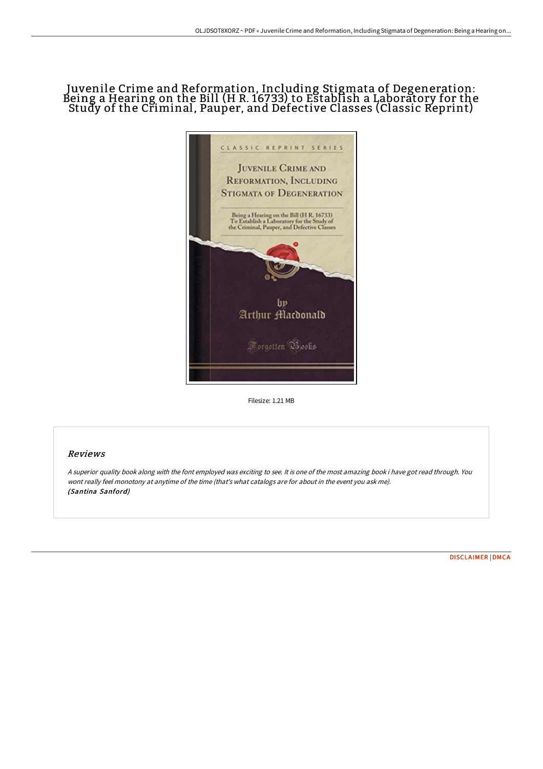# Juvenile Crime and Reformation, Including Stigmata of Degeneration: Being a Hearing on the Bill (H R. 16733) to Establish a Laboratory for the Study of the Criminal, Pauper, and Defective Classes (Classic Reprint)

Filesize: 1.21 MB

## Reviews

*A superior quality book along with the font employed was exciting to see. It is one of the most amazing book i have got read through. You wont really feel monotony at anytime of the time (that's what catalogs are for about in the event you ask me).*
***(Santina Sanford)***

DISCLAIMER | DMCA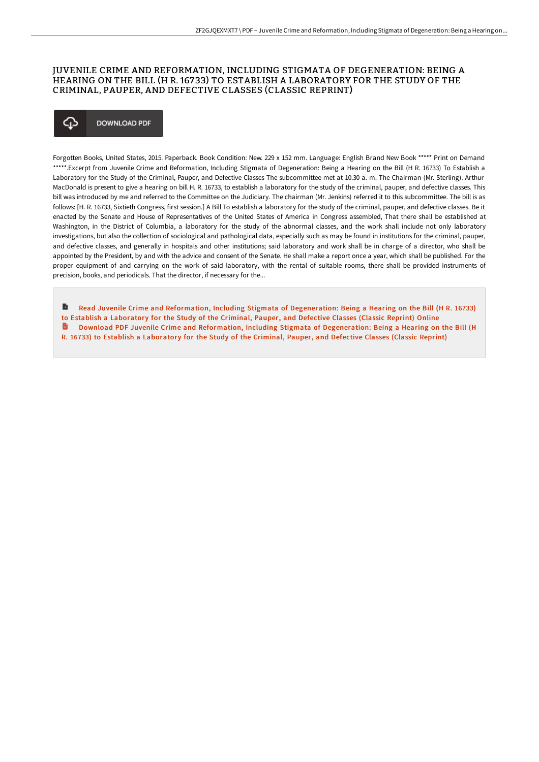# JUVENILE CRIME AND REFORMATION, INCLUDING STIGMATA OF DEGENERATION: BEING A HEARING ON THE BILL (H R. 16733) TO ESTABLISH A LABORATORY FOR THE STUDY OF THE CRIMINAL, PAUPER, AND DEFECTIVE CLASSES (CLASSIC REPRINT)

DOWNLOAD PDF

Forgotten Books, United States, 2015. Paperback. Book Condition: New. 229 x 152 mm. Language: English Brand New Book ***** Print on Demand *****.Excerpt from Juvenile Crime and Reformation, Including Stigmata of Degeneration: Being a Hearing on the Bill (H R. 16733) To Establish a Laboratory for the Study of the Criminal, Pauper, and Defective Classes The subcommittee met at 10.30 a. m. The Chairman (Mr. Sterling). Arthur MacDonald is present to give a hearing on bill H. R. 16733, to establish a laboratory for the study of the criminal, pauper, and defective classes. This bill was introduced by me and referred to the Committee on the Judiciary. The chairman (Mr. Jenkins) referred it to this subcommittee. The bill is as follows: [H. R. 16733, Sixtieth Congress, first session.] A Bill To establish a laboratory for the study of the criminal, pauper, and defective classes. Be it enacted by the Senate and House of Representatives of the United States of America in Congress assembled, That there shall be established at Washington, in the District of Columbia, a laboratory for the study of the abnormal classes, and the work shall include not only laboratory investigations, but also the collection of sociological and pathological data, especially such as may be found in institutions for the criminal, pauper, and defective classes, and generally in hospitals and other institutions; said laboratory and work shall be in charge of a director, who shall be appointed by the President, by and with the advice and consent of the Senate. He shall make a report once a year, which shall be published. For the proper equipment of and carrying on the work of said laboratory, with the rental of suitable rooms, there shall be provided instruments of precision, books, and periodicals. That the director, if necessary for the...

Read Juvenile Crime and Reformation, Including Stigmata of Degeneration: Being a Hearing on the Bill (H R. 16733) to Establish a Laboratory for the Study of the Criminal, Pauper, and Defective Classes (Classic Reprint) Online

Download PDF Juvenile Crime and Reformation, Including Stigmata of Degeneration: Being a Hearing on the Bill (H R. 16733) to Establish a Laboratory for the Study of the Criminal, Pauper, and Defective Classes (Classic Reprint)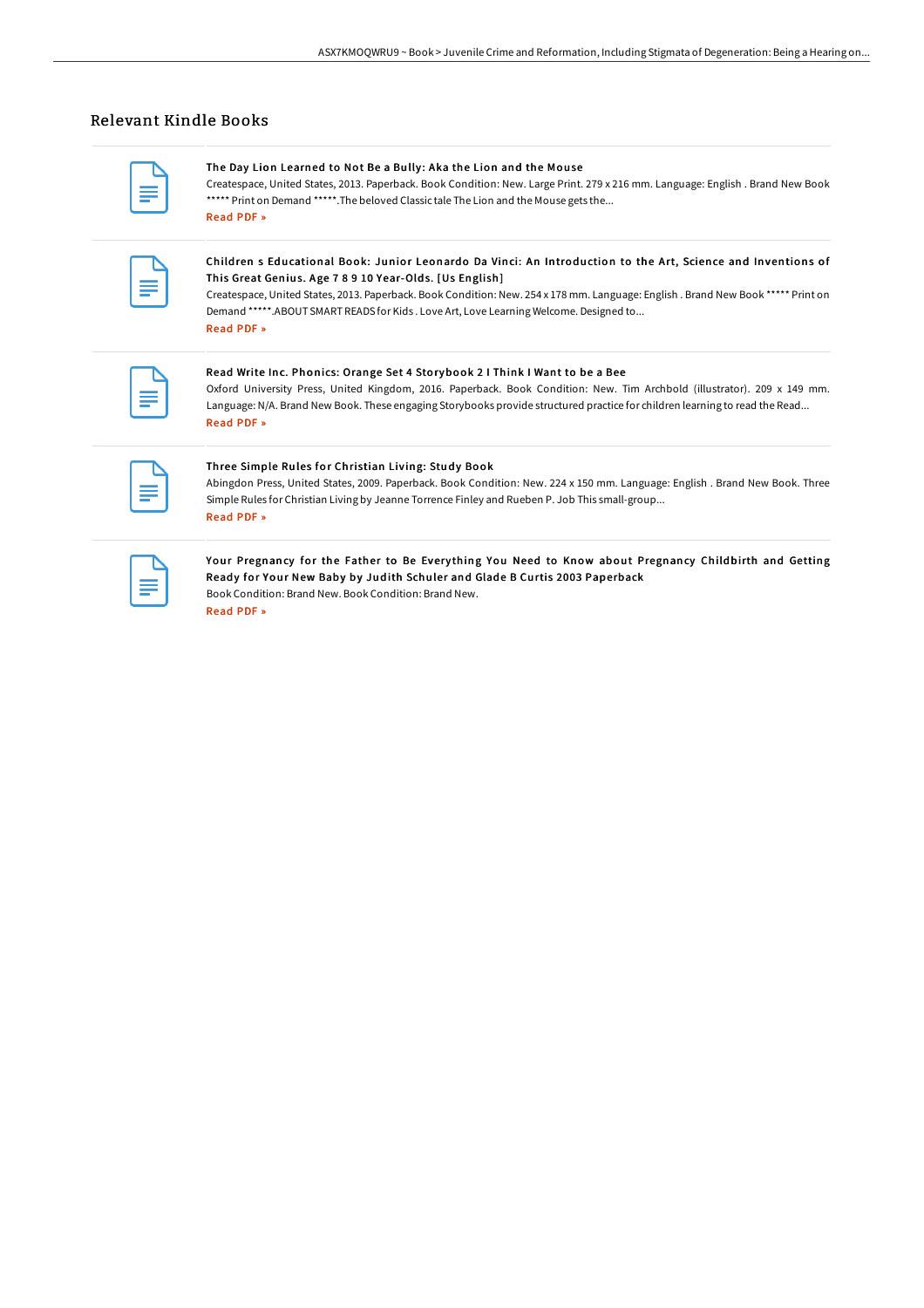## Relevant Kindle Books

### The Day Lion Learned to Not Be a Bully: Aka the Lion and the Mouse

Createspace, United States, 2013. Paperback. Book Condition: New. Large Print. 279 x 216 mm. Language: English . Brand New Book ***** Print on Demand *****.The beloved Classic tale The Lion and the Mouse gets the...

Read PDF »

### Children s Educational Book: Junior Leonardo Da Vinci: An Introduction to the Art, Science and Inventions of This Great Genius. Age 7 8 9 10 Year-Olds. [Us English]

Createspace, United States, 2013. Paperback. Book Condition: New. 254 x 178 mm. Language: English . Brand New Book ***** Print on Demand *****.ABOUT SMART READS for Kids . Love Art, Love Learning Welcome. Designed to...

Read PDF »

### Read Write Inc. Phonics: Orange Set 4 Storybook 2 I Think I Want to be a Bee

Oxford University Press, United Kingdom, 2016. Paperback. Book Condition: New. Tim Archbold (illustrator). 209 x 149 mm. Language: N/A. Brand New Book. These engaging Storybooks provide structured practice for children learning to read the Read...

Read PDF »

### Three Simple Rules for Christian Living: Study Book

Abingdon Press, United States, 2009. Paperback. Book Condition: New. 224 x 150 mm. Language: English . Brand New Book. Three Simple Rules for Christian Living by Jeanne Torrence Finley and Rueben P. Job This small-group...

Read PDF »

### Your Pregnancy for the Father to Be Everything You Need to Know about Pregnancy Childbirth and Getting Ready for Your New Baby by Judith Schuler and Glade B Curtis 2003 Paperback

Book Condition: Brand New. Book Condition: Brand New.

Read PDF »